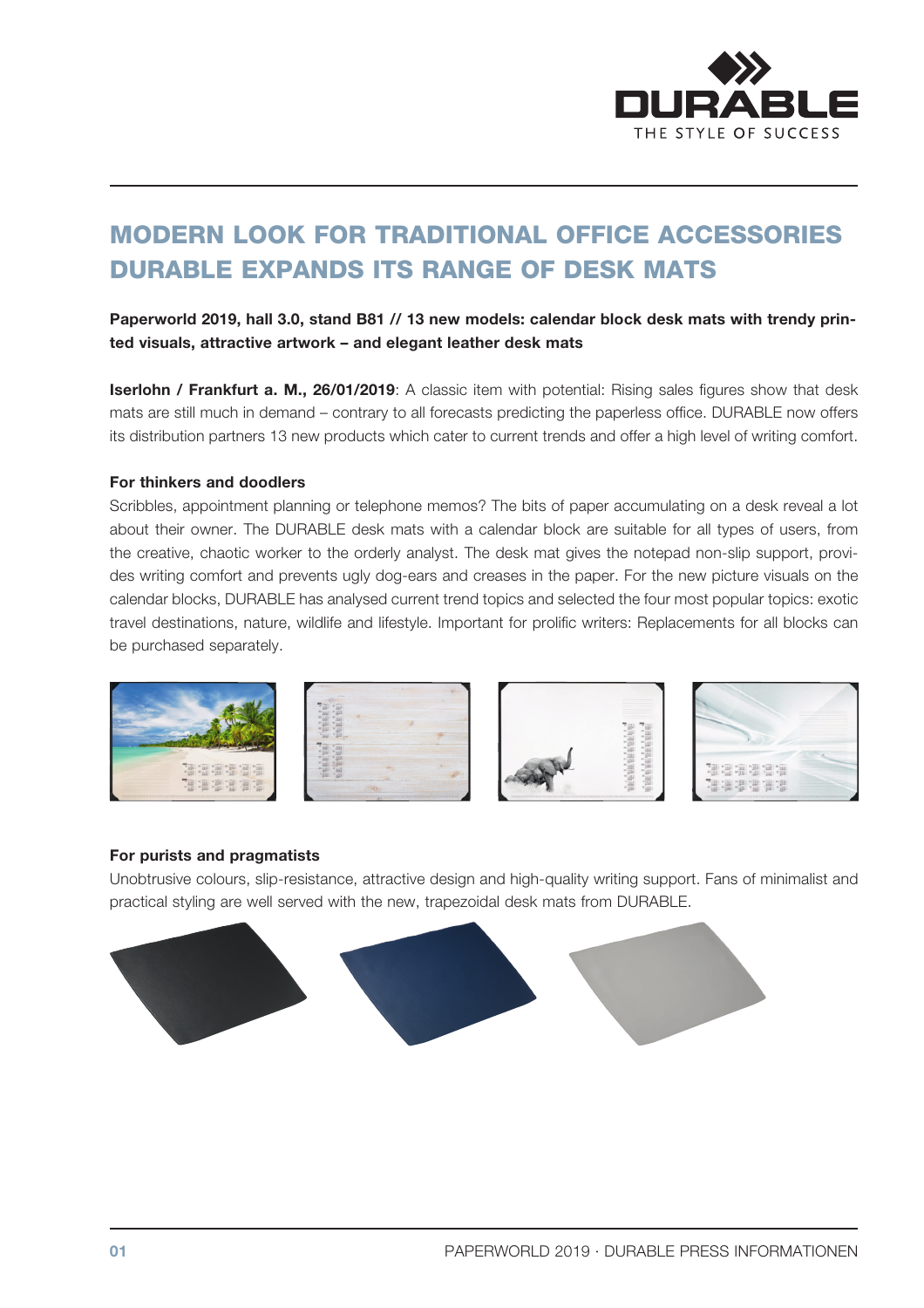# MODERN LOOK FOR TRADITIONAL OFFICE ACCESSORIES DURABLE EXPANDS ITS RANGE OF DESK MATS

**Paperworld 2019, hall 3.0, stand B81 // 13 new models: calendar block desk mats with trendy printed visuals, attractive artwork – and elegant leather desk mats**

**Iserlohn / Frankfurt a. M., 26/01/2019**: A classic item with potential: Rising sales figures show that desk mats are still much in demand – contrary to all forecasts predicting the paperless office. DURABLE now offers its distribution partners 13 new products which cater to current trends and offer a high level of writing comfort.

### For thinkers and doodlers

Scribbles, appointment planning or telephone memos? The bits of paper accumulating on a desk reveal a lot about their owner. The DURABLE desk mats with a calendar block are suitable for all types of users, from the creative, chaotic worker to the orderly analyst. The desk mat gives the notepad non-slip support, provides writing comfort and prevents ugly dog-ears and creases in the paper. For the new picture visuals on the calendar blocks, DURABLE has analysed current trend topics and selected the four most popular topics: exotic travel destinations, nature, wildlife and lifestyle. Important for prolific writers: Replacements for all blocks can be purchased separately.

### For purists and pragmatists

Unobtrusive colours, slip-resistance, attractive design and high-quality writing support. Fans of minimalist and practical styling are well served with the new, trapezoidal desk mats from DURABLE.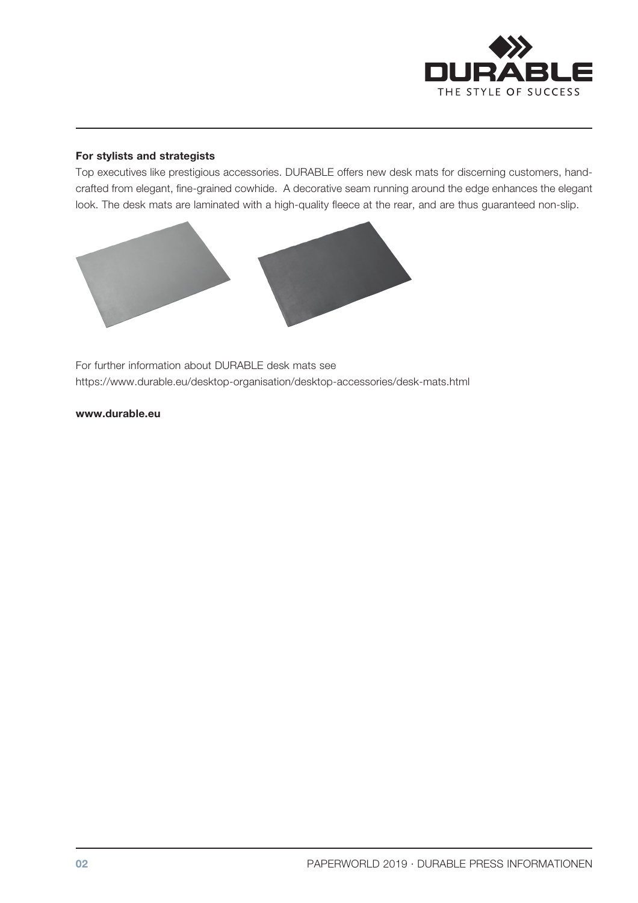**For stylists and strategists**

Top executives like prestigious accessories. DURABLE offers new desk mats for discerning customers, hand-crafted from elegant, fine-grained cowhide. A decorative seam running around the edge enhances the elegant look. The desk mats are laminated with a high-quality fleece at the rear, and are thus guaranteed non-slip.

For further information about DURABLE desk mats see
https://www.durable.eu/desktop-organisation/desktop-accessories/desk-mats.html

**www.durable.eu**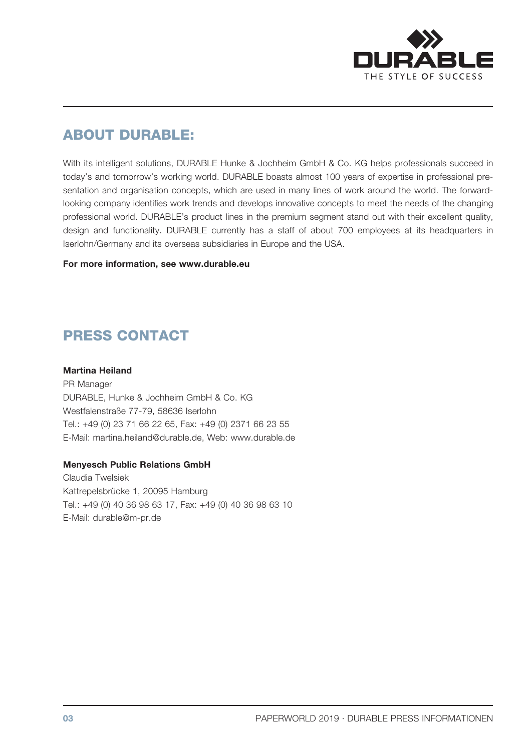## ABOUT DURABLE:

With its intelligent solutions, DURABLE Hunke & Jochheim GmbH & Co. KG helps professionals succeed in today's and tomorrow's working world. DURABLE boasts almost 100 years of expertise in professional presentation and organisation concepts, which are used in many lines of work around the world. The forward-looking company identifies work trends and develops innovative concepts to meet the needs of the changing professional world. DURABLE's product lines in the premium segment stand out with their excellent quality, design and functionality. DURABLE currently has a staff of about 700 employees at its headquarters in Iserlohn/Germany and its overseas subsidiaries in Europe and the USA.

**For more information, see www.durable.eu**

## PRESS CONTACT

**Martina Heiland**
PR Manager
DURABLE, Hunke & Jochheim GmbH & Co. KG
Westfalenstraße 77-79, 58636 Iserlohn
Tel.: +49 (0) 23 71 66 22 65, Fax: +49 (0) 2371 66 23 55
E-Mail: martina.heiland@durable.de, Web: www.durable.de

**Menyesch Public Relations GmbH**
Claudia Twelsiek
Kattrepelsbrücke 1, 20095 Hamburg
Tel.: +49 (0) 40 36 98 63 17, Fax: +49 (0) 40 36 98 63 10
E-Mail: durable@m-pr.de